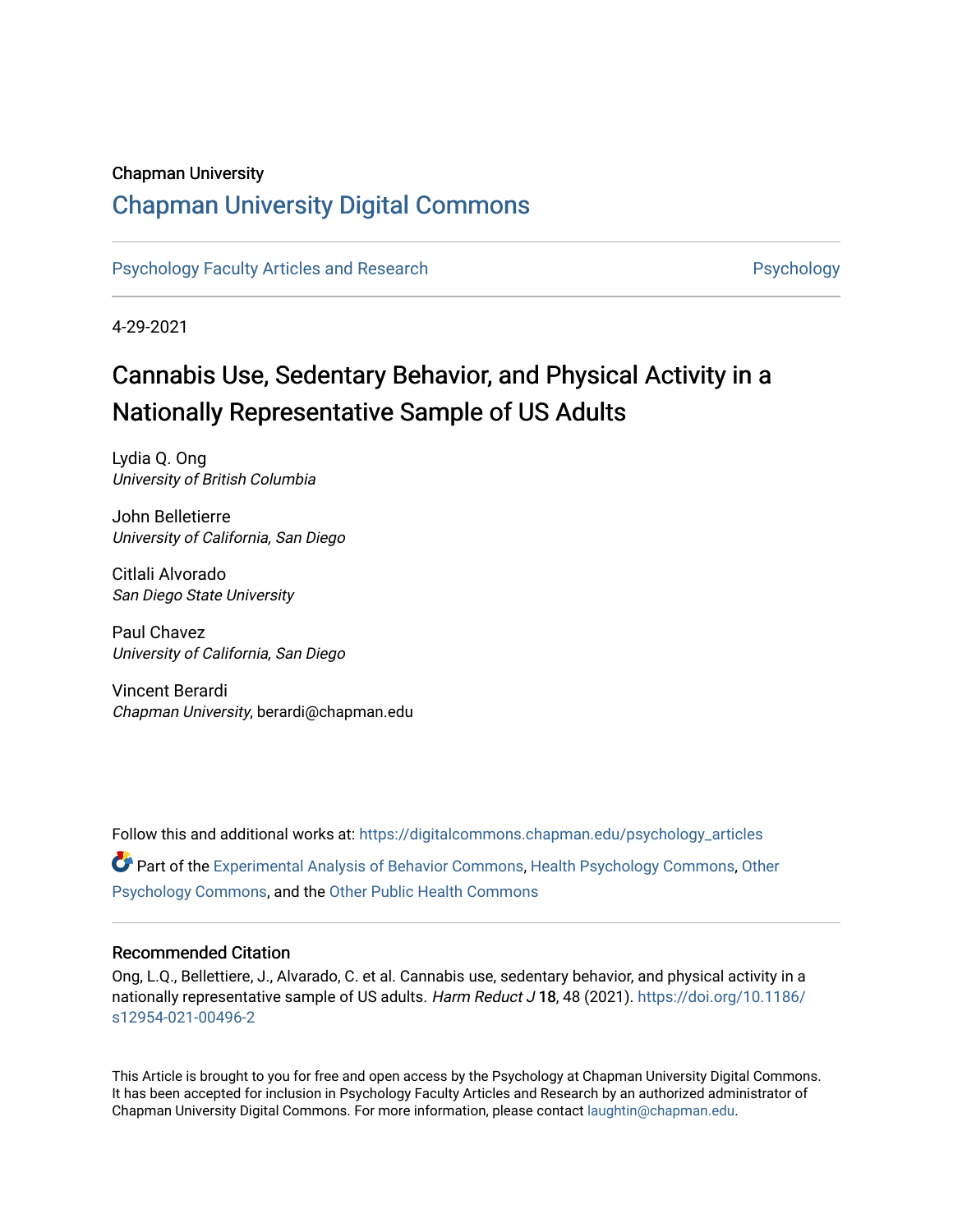Chapman University

# Chapman University Digital Commons

Psychology Faculty Articles and Research | Psychology

4-29-2021

# Cannabis Use, Sedentary Behavior, and Physical Activity in a Nationally Representative Sample of US Adults

Lydia Q. Ong
*University of British Columbia*

John Belletierre
*University of California, San Diego*

Citlali Alvorado
*San Diego State University*

Paul Chavez
*University of California, San Diego*

Vincent Berardi
*Chapman University*, berardi@chapman.edu

Follow this and additional works at: https://digitalcommons.chapman.edu/psychology_articles

Part of the Experimental Analysis of Behavior Commons, Health Psychology Commons, Other Psychology Commons, and the Other Public Health Commons

## Recommended Citation

Ong, L.Q., Bellettiere, J., Alvarado, C. et al. Cannabis use, sedentary behavior, and physical activity in a nationally representative sample of US adults. *Harm Reduct J* 18, 48 (2021). https://doi.org/10.1186/s12954-021-00496-2

This Article is brought to you for free and open access by the Psychology at Chapman University Digital Commons. It has been accepted for inclusion in Psychology Faculty Articles and Research by an authorized administrator of Chapman University Digital Commons. For more information, please contact laughtin@chapman.edu.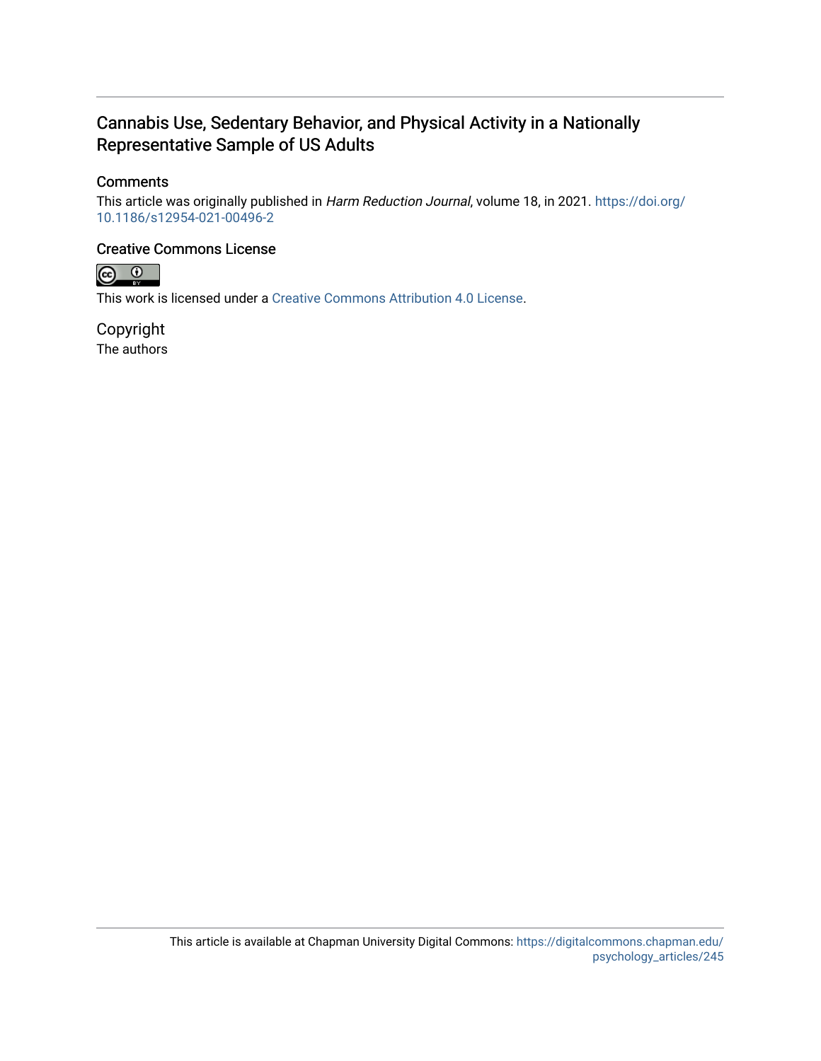# Cannabis Use, Sedentary Behavior, and Physical Activity in a Nationally Representative Sample of US Adults

## Comments

This article was originally published in *Harm Reduction Journal*, volume 18, in 2021. https://doi.org/10.1186/s12954-021-00496-2

## Creative Commons License

This work is licensed under a Creative Commons Attribution 4.0 License.

## Copyright

The authors

This article is available at Chapman University Digital Commons: https://digitalcommons.chapman.edu/psychology_articles/245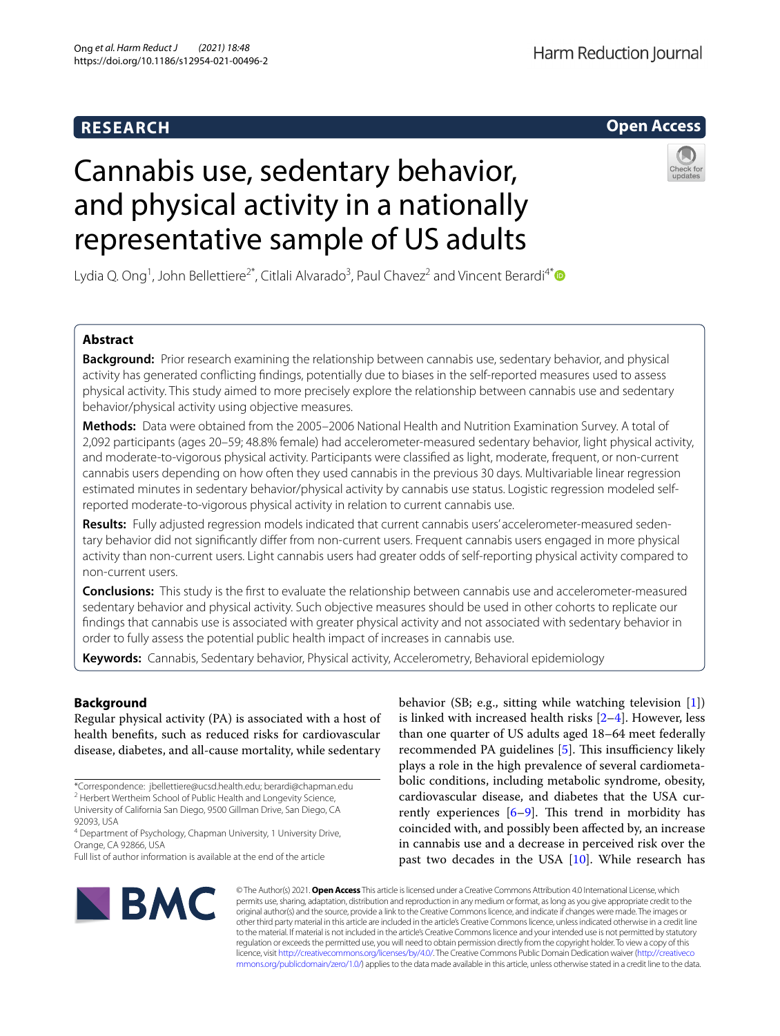**RESEARCH** **Open Access**

# Cannabis use, sedentary behavior, and physical activity in a nationally representative sample of US adults

Lydia Q. Ong[1], John Bellettiere[2*], Citlali Alvarado[3], Paul Chavez[2] and Vincent Berardi[4*]

## Abstract

**Background:** Prior research examining the relationship between cannabis use, sedentary behavior, and physical activity has generated conflicting findings, potentially due to biases in the self-reported measures used to assess physical activity. This study aimed to more precisely explore the relationship between cannabis use and sedentary behavior/physical activity using objective measures.

**Methods:** Data were obtained from the 2005–2006 National Health and Nutrition Examination Survey. A total of 2,092 participants (ages 20–59; 48.8% female) had accelerometer-measured sedentary behavior, light physical activity, and moderate-to-vigorous physical activity. Participants were classified as light, moderate, frequent, or non-current cannabis users depending on how often they used cannabis in the previous 30 days. Multivariable linear regression estimated minutes in sedentary behavior/physical activity by cannabis use status. Logistic regression modeled self-reported moderate-to-vigorous physical activity in relation to current cannabis use.

**Results:** Fully adjusted regression models indicated that current cannabis users' accelerometer-measured sedentary behavior did not significantly differ from non-current users. Frequent cannabis users engaged in more physical activity than non-current users. Light cannabis users had greater odds of self-reporting physical activity compared to non-current users.

**Conclusions:** This study is the first to evaluate the relationship between cannabis use and accelerometer-measured sedentary behavior and physical activity. Such objective measures should be used in other cohorts to replicate our findings that cannabis use is associated with greater physical activity and not associated with sedentary behavior in order to fully assess the potential public health impact of increases in cannabis use.

**Keywords:** Cannabis, Sedentary behavior, Physical activity, Accelerometry, Behavioral epidemiology

## Background

Regular physical activity (PA) is associated with a host of health benefits, such as reduced risks for cardiovascular disease, diabetes, and all-cause mortality, while sedentary behavior (SB; e.g., sitting while watching television [1]) is linked with increased health risks [2–4]. However, less than one quarter of US adults aged 18–64 meet federally recommended PA guidelines [5]. This insufficiency likely plays a role in the high prevalence of several cardiometabolic conditions, including metabolic syndrome, obesity, cardiovascular disease, and diabetes that the USA currently experiences [6–9]. This trend in morbidity has coincided with, and possibly been affected by, an increase in cannabis use and a decrease in perceived risk over the past two decades in the USA [10]. While research has

*Correspondence: jbellettiere@ucsd.health.edu; berardi@chapman.edu
[2] Herbert Wertheim School of Public Health and Longevity Science, University of California San Diego, 9500 Gillman Drive, San Diego, CA 92093, USA
[4] Department of Psychology, Chapman University, 1 University Drive, Orange, CA 92866, USA
Full list of author information is available at the end of the article

© The Author(s) 2021. **Open Access** This article is licensed under a Creative Commons Attribution 4.0 International License, which permits use, sharing, adaptation, distribution and reproduction in any medium or format, as long as you give appropriate credit to the original author(s) and the source, provide a link to the Creative Commons licence, and indicate if changes were made. The images or other third party material in this article are included in the article's Creative Commons licence, unless indicated otherwise in a credit line to the material. If material is not included in the article's Creative Commons licence and your intended use is not permitted by statutory regulation or exceeds the permitted use, you will need to obtain permission directly from the copyright holder. To view a copy of this licence, visit http://creativecommons.org/licenses/by/4.0/. The Creative Commons Public Domain Dedication waiver (http://creativecommons.org/publicdomain/zero/1.0/) applies to the data made available in this article, unless otherwise stated in a credit line to the data.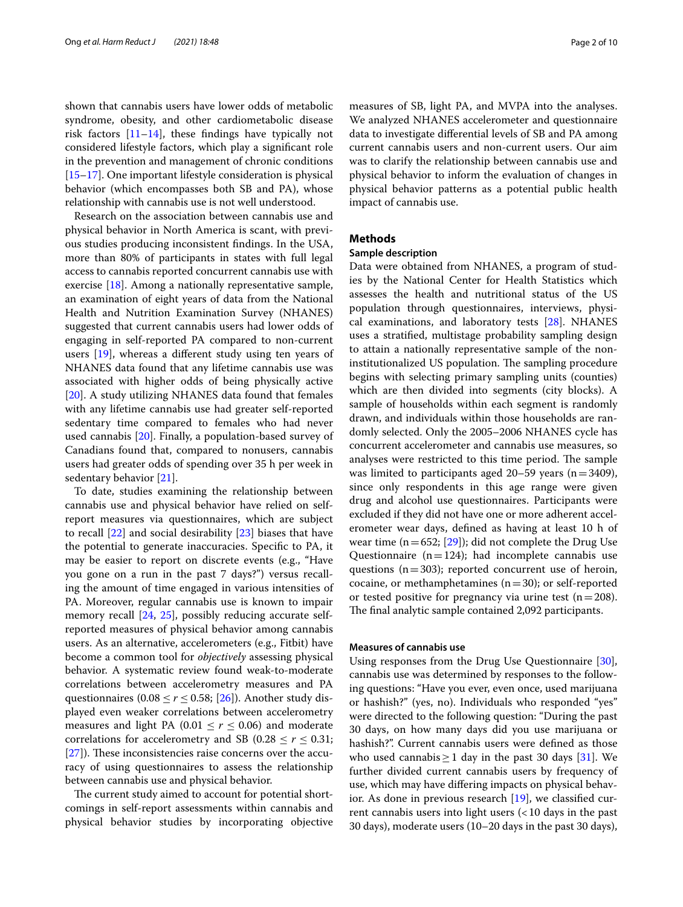shown that cannabis users have lower odds of metabolic syndrome, obesity, and other cardiometabolic disease risk factors [11–14], these findings have typically not considered lifestyle factors, which play a significant role in the prevention and management of chronic conditions [15–17]. One important lifestyle consideration is physical behavior (which encompasses both SB and PA), whose relationship with cannabis use is not well understood.

Research on the association between cannabis use and physical behavior in North America is scant, with previous studies producing inconsistent findings. In the USA, more than 80% of participants in states with full legal access to cannabis reported concurrent cannabis use with exercise [18]. Among a nationally representative sample, an examination of eight years of data from the National Health and Nutrition Examination Survey (NHANES) suggested that current cannabis users had lower odds of engaging in self-reported PA compared to non-current users [19], whereas a different study using ten years of NHANES data found that any lifetime cannabis use was associated with higher odds of being physically active [20]. A study utilizing NHANES data found that females with any lifetime cannabis use had greater self-reported sedentary time compared to females who had never used cannabis [20]. Finally, a population-based survey of Canadians found that, compared to nonusers, cannabis users had greater odds of spending over 35 h per week in sedentary behavior [21].

To date, studies examining the relationship between cannabis use and physical behavior have relied on self-report measures via questionnaires, which are subject to recall [22] and social desirability [23] biases that have the potential to generate inaccuracies. Specific to PA, it may be easier to report on discrete events (e.g., "Have you gone on a run in the past 7 days?") versus recalling the amount of time engaged in various intensities of PA. Moreover, regular cannabis use is known to impair memory recall [24, 25], possibly reducing accurate self-reported measures of physical behavior among cannabis users. As an alternative, accelerometers (e.g., Fitbit) have become a common tool for *objectively* assessing physical behavior. A systematic review found weak-to-moderate correlations between accelerometry measures and PA questionnaires ($0.08 \leq r \leq 0.58$; [26]). Another study displayed even weaker correlations between accelerometry measures and light PA ($0.01 \leq r \leq 0.06$) and moderate correlations for accelerometry and SB ($0.28 \leq r \leq 0.31$; [27]). These inconsistencies raise concerns over the accuracy of using questionnaires to assess the relationship between cannabis use and physical behavior.

The current study aimed to account for potential shortcomings in self-report assessments within cannabis and physical behavior studies by incorporating objective measures of SB, light PA, and MVPA into the analyses. We analyzed NHANES accelerometer and questionnaire data to investigate differential levels of SB and PA among current cannabis users and non-current users. Our aim was to clarify the relationship between cannabis use and physical behavior to inform the evaluation of changes in physical behavior patterns as a potential public health impact of cannabis use.

## Methods

### Sample description

Data were obtained from NHANES, a program of studies by the National Center for Health Statistics which assesses the health and nutritional status of the US population through questionnaires, interviews, physical examinations, and laboratory tests [28]. NHANES uses a stratified, multistage probability sampling design to attain a nationally representative sample of the non-institutionalized US population. The sampling procedure begins with selecting primary sampling units (counties) which are then divided into segments (city blocks). A sample of households within each segment is randomly drawn, and individuals within those households are randomly selected. Only the 2005–2006 NHANES cycle has concurrent accelerometer and cannabis use measures, so analyses were restricted to this time period. The sample was limited to participants aged 20–59 years (n = 3409), since only respondents in this age range were given drug and alcohol use questionnaires. Participants were excluded if they did not have one or more adherent accelerometer wear days, defined as having at least 10 h of wear time (n = 652; [29]); did not complete the Drug Use Questionnaire (n = 124); had incomplete cannabis use questions (n = 303); reported concurrent use of heroin, cocaine, or methamphetamines (n = 30); or self-reported or tested positive for pregnancy via urine test (n = 208). The final analytic sample contained 2,092 participants.

### Measures of cannabis use

Using responses from the Drug Use Questionnaire [30], cannabis use was determined by responses to the following questions: "Have you ever, even once, used marijuana or hashish?" (yes, no). Individuals who responded "yes" were directed to the following question: "During the past 30 days, on how many days did you use marijuana or hashish?". Current cannabis users were defined as those who used cannabis ≥ 1 day in the past 30 days [31]. We further divided current cannabis users by frequency of use, which may have differing impacts on physical behavior. As done in previous research [19], we classified current cannabis users into light users (< 10 days in the past 30 days), moderate users (10–20 days in the past 30 days),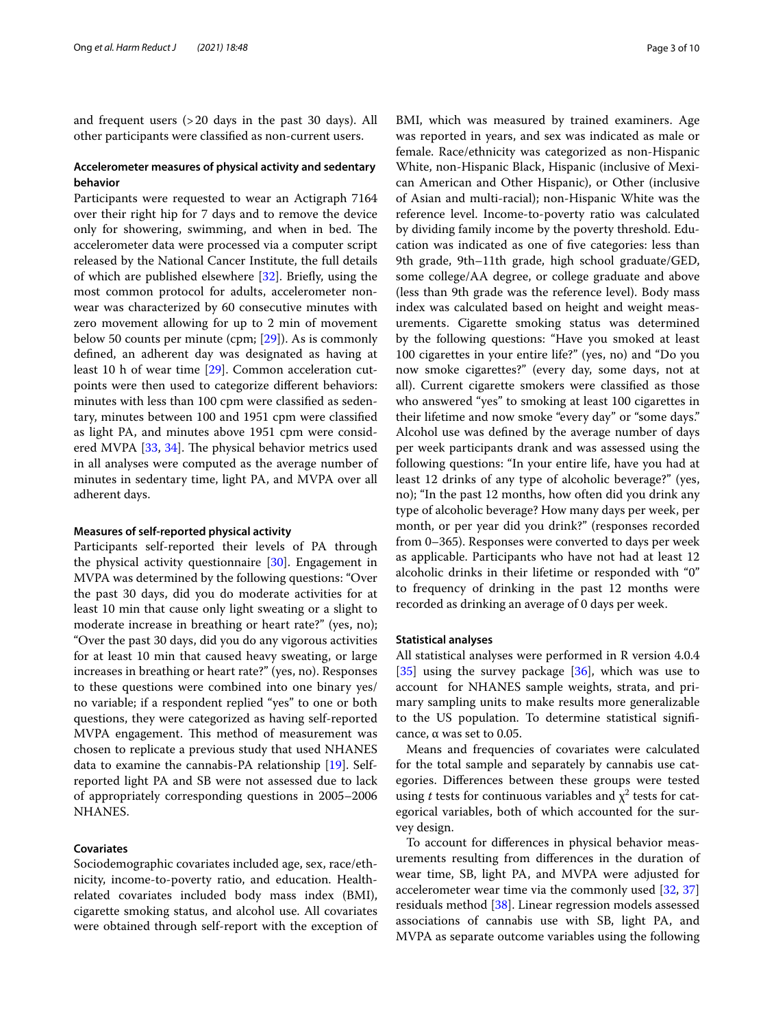and frequent users (>20 days in the past 30 days). All other participants were classified as non-current users.

### Accelerometer measures of physical activity and sedentary behavior

Participants were requested to wear an Actigraph 7164 over their right hip for 7 days and to remove the device only for showering, swimming, and when in bed. The accelerometer data were processed via a computer script released by the National Cancer Institute, the full details of which are published elsewhere [32]. Briefly, using the most common protocol for adults, accelerometer non-wear was characterized by 60 consecutive minutes with zero movement allowing for up to 2 min of movement below 50 counts per minute (cpm; [29]). As is commonly defined, an adherent day was designated as having at least 10 h of wear time [29]. Common acceleration cut-points were then used to categorize different behaviors: minutes with less than 100 cpm were classified as sedentary, minutes between 100 and 1951 cpm were classified as light PA, and minutes above 1951 cpm were considered MVPA [33, 34]. The physical behavior metrics used in all analyses were computed as the average number of minutes in sedentary time, light PA, and MVPA over all adherent days.

#### Measures of self-reported physical activity

Participants self-reported their levels of PA through the physical activity questionnaire [30]. Engagement in MVPA was determined by the following questions: "Over the past 30 days, did you do moderate activities for at least 10 min that cause only light sweating or a slight to moderate increase in breathing or heart rate?" (yes, no); "Over the past 30 days, did you do any vigorous activities for at least 10 min that caused heavy sweating, or large increases in breathing or heart rate?" (yes, no). Responses to these questions were combined into one binary yes/no variable; if a respondent replied "yes" to one or both questions, they were categorized as having self-reported MVPA engagement. This method of measurement was chosen to replicate a previous study that used NHANES data to examine the cannabis-PA relationship [19]. Self-reported light PA and SB were not assessed due to lack of appropriately corresponding questions in 2005–2006 NHANES.

### Covariates

Sociodemographic covariates included age, sex, race/ethnicity, income-to-poverty ratio, and education. Health-related covariates included body mass index (BMI), cigarette smoking status, and alcohol use. All covariates were obtained through self-report with the exception of BMI, which was measured by trained examiners. Age was reported in years, and sex was indicated as male or female. Race/ethnicity was categorized as non-Hispanic White, non-Hispanic Black, Hispanic (inclusive of Mexican American and Other Hispanic), or Other (inclusive of Asian and multi-racial); non-Hispanic White was the reference level. Income-to-poverty ratio was calculated by dividing family income by the poverty threshold. Education was indicated as one of five categories: less than 9th grade, 9th–11th grade, high school graduate/GED, some college/AA degree, or college graduate and above (less than 9th grade was the reference level). Body mass index was calculated based on height and weight measurements. Cigarette smoking status was determined by the following questions: "Have you smoked at least 100 cigarettes in your entire life?" (yes, no) and "Do you now smoke cigarettes?" (every day, some days, not at all). Current cigarette smokers were classified as those who answered "yes" to smoking at least 100 cigarettes in their lifetime and now smoke "every day" or "some days." Alcohol use was defined by the average number of days per week participants drank and was assessed using the following questions: "In your entire life, have you had at least 12 drinks of any type of alcoholic beverage?" (yes, no); "In the past 12 months, how often did you drink any type of alcoholic beverage? How many days per week, per month, or per year did you drink?" (responses recorded from 0–365). Responses were converted to days per week as applicable. Participants who have not had at least 12 alcoholic drinks in their lifetime or responded with "0" to frequency of drinking in the past 12 months were recorded as drinking an average of 0 days per week.

### Statistical analyses

All statistical analyses were performed in R version 4.0.4 [35] using the survey package [36], which was use to account for NHANES sample weights, strata, and primary sampling units to make results more generalizable to the US population. To determine statistical significance, α was set to 0.05.

Means and frequencies of covariates were calculated for the total sample and separately by cannabis use categories. Differences between these groups were tested using *t* tests for continuous variables and $\chi^2$ tests for categorical variables, both of which accounted for the survey design.

To account for differences in physical behavior measurements resulting from differences in the duration of wear time, SB, light PA, and MVPA were adjusted for accelerometer wear time via the commonly used [32, 37] residuals method [38]. Linear regression models assessed associations of cannabis use with SB, light PA, and MVPA as separate outcome variables using the following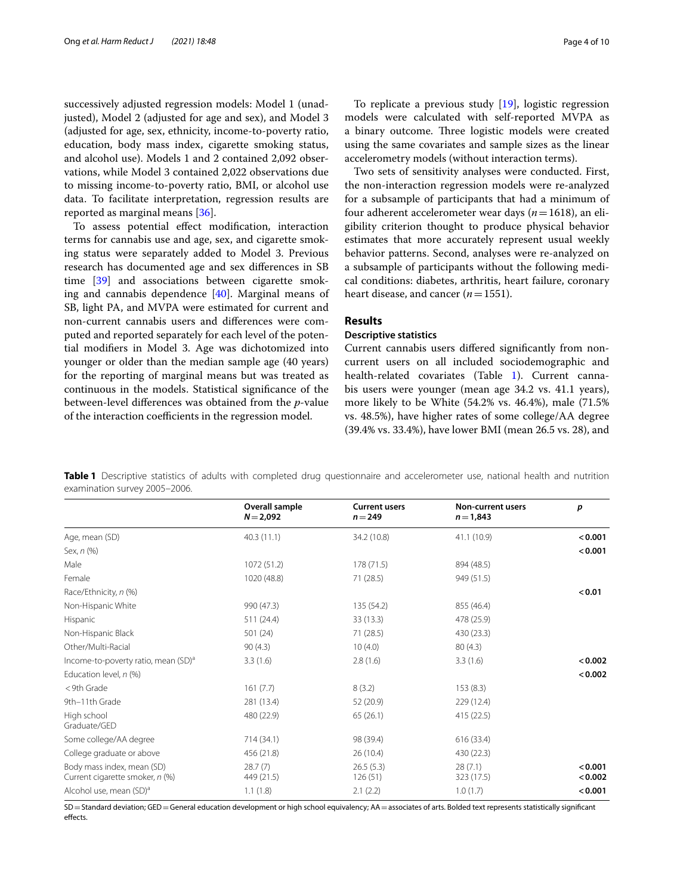successively adjusted regression models: Model 1 (unadjusted), Model 2 (adjusted for age and sex), and Model 3 (adjusted for age, sex, ethnicity, income-to-poverty ratio, education, body mass index, cigarette smoking status, and alcohol use). Models 1 and 2 contained 2,092 observations, while Model 3 contained 2,022 observations due to missing income-to-poverty ratio, BMI, or alcohol use data. To facilitate interpretation, regression results are reported as marginal means [36].

To assess potential effect modification, interaction terms for cannabis use and age, sex, and cigarette smoking status were separately added to Model 3. Previous research has documented age and sex differences in SB time [39] and associations between cigarette smoking and cannabis dependence [40]. Marginal means of SB, light PA, and MVPA were estimated for current and non-current cannabis users and differences were computed and reported separately for each level of the potential modifiers in Model 3. Age was dichotomized into younger or older than the median sample age (40 years) for the reporting of marginal means but was treated as continuous in the models. Statistical significance of the between-level differences was obtained from the *p*-value of the interaction coefficients in the regression model.

To replicate a previous study [19], logistic regression models were calculated with self-reported MVPA as a binary outcome. Three logistic models were created using the same covariates and sample sizes as the linear accelerometry models (without interaction terms).

Two sets of sensitivity analyses were conducted. First, the non-interaction regression models were re-analyzed for a subsample of participants that had a minimum of four adherent accelerometer wear days ($n=1618$), an eligibility criterion thought to produce physical behavior estimates that more accurately represent usual weekly behavior patterns. Second, analyses were re-analyzed on a subsample of participants without the following medical conditions: diabetes, arthritis, heart failure, coronary heart disease, and cancer ($n=1551$).

## Results

### Descriptive statistics

Current cannabis users differed significantly from non-current users on all included sociodemographic and health-related covariates (Table 1). Current cannabis users were younger (mean age 34.2 vs. 41.1 years), more likely to be White (54.2% vs. 46.4%), male (71.5% vs. 48.5%), have higher rates of some college/AA degree (39.4% vs. 33.4%), have lower BMI (mean 26.5 vs. 28), and

**Table 1** Descriptive statistics of adults with completed drug questionnaire and accelerometer use, national health and nutrition examination survey 2005–2006.

| | Overall sample $N=2{,}092$ | Current users $n=249$ | Non-current users $n=1{,}843$ | *p* |
|---|---|---|---|---|
| Age, mean (SD) | 40.3 (11.1) | 34.2 (10.8) | 41.1 (10.9) | **< 0.001** |
| Sex, *n* (%) | | | | **< 0.001** |
| Male | 1072 (51.2) | 178 (71.5) | 894 (48.5) | |
| Female | 1020 (48.8) | 71 (28.5) | 949 (51.5) | |
| Race/Ethnicity, *n* (%) | | | | **< 0.01** |
| Non-Hispanic White | 990 (47.3) | 135 (54.2) | 855 (46.4) | |
| Hispanic | 511 (24.4) | 33 (13.3) | 478 (25.9) | |
| Non-Hispanic Black | 501 (24) | 71 (28.5) | 430 (23.3) | |
| Other/Multi-Racial | 90 (4.3) | 10 (4.0) | 80 (4.3) | |
| Income-to-poverty ratio, mean (SD)[a] | 3.3 (1.6) | 2.8 (1.6) | 3.3 (1.6) | **< 0.002** |
| Education level, *n* (%) | | | | **< 0.002** |
| < 9th Grade | 161 (7.7) | 8 (3.2) | 153 (8.3) | |
| 9th–11th Grade | 281 (13.4) | 52 (20.9) | 229 (12.4) | |
| High school Graduate/GED | 480 (22.9) | 65 (26.1) | 415 (22.5) | |
| Some college/AA degree | 714 (34.1) | 98 (39.4) | 616 (33.4) | |
| College graduate or above | 456 (21.8) | 26 (10.4) | 430 (22.3) | |
| Body mass index, mean (SD) | 28.7 (7) | 26.5 (5.3) | 28 (7.1) | **< 0.001** |
| Current cigarette smoker, *n* (%) | 449 (21.5) | 126 (51) | 323 (17.5) | **< 0.002** |
| Alcohol use, mean (SD)[a] | 1.1 (1.8) | 2.1 (2.2) | 1.0 (1.7) | **< 0.001** |

SD = Standard deviation; GED = General education development or high school equivalency; AA = associates of arts. Bolded text represents statistically significant effects.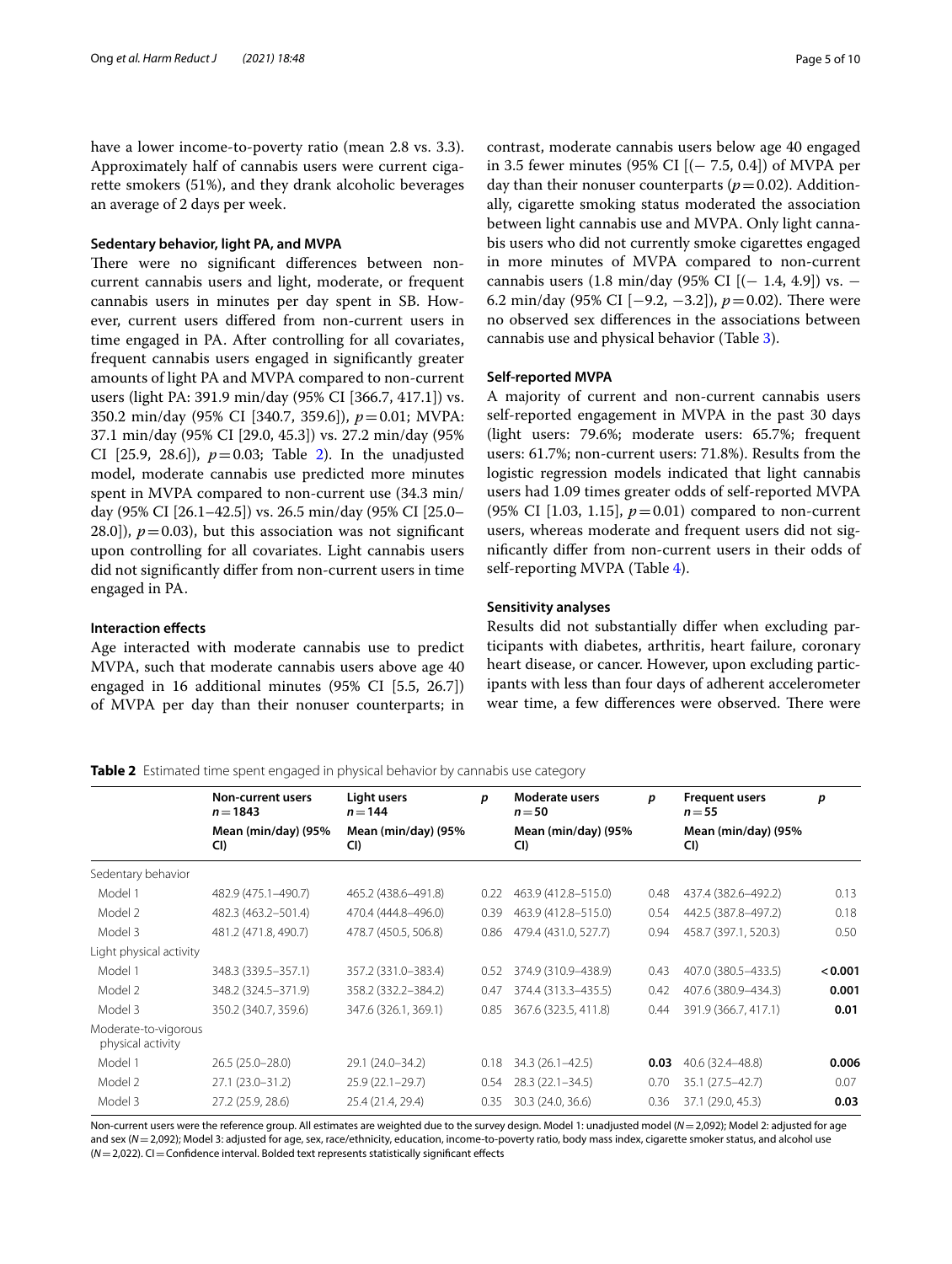have a lower income-to-poverty ratio (mean 2.8 vs. 3.3). Approximately half of cannabis users were current cigarette smokers (51%), and they drank alcoholic beverages an average of 2 days per week.

### Sedentary behavior, light PA, and MVPA

There were no significant differences between non-current cannabis users and light, moderate, or frequent cannabis users in minutes per day spent in SB. However, current users differed from non-current users in time engaged in PA. After controlling for all covariates, frequent cannabis users engaged in significantly greater amounts of light PA and MVPA compared to non-current users (light PA: 391.9 min/day (95% CI [366.7, 417.1]) vs. 350.2 min/day (95% CI [340.7, 359.6]), $p = 0.01$; MVPA: 37.1 min/day (95% CI [29.0, 45.3]) vs. 27.2 min/day (95% CI [25.9, 28.6]), $p = 0.03$; Table 2). In the unadjusted model, moderate cannabis use predicted more minutes spent in MVPA compared to non-current use (34.3 min/day (95% CI [26.1–42.5]) vs. 26.5 min/day (95% CI [25.0–28.0]), $p = 0.03$), but this association was not significant upon controlling for all covariates. Light cannabis users did not significantly differ from non-current users in time engaged in PA.

### Interaction effects

Age interacted with moderate cannabis use to predict MVPA, such that moderate cannabis users above age 40 engaged in 16 additional minutes (95% CI [5.5, 26.7]) of MVPA per day than their nonuser counterparts; in contrast, moderate cannabis users below age 40 engaged in 3.5 fewer minutes (95% CI [(− 7.5, 0.4]) of MVPA per day than their nonuser counterparts ($p = 0.02$). Additionally, cigarette smoking status moderated the association between light cannabis use and MVPA. Only light cannabis users who did not currently smoke cigarettes engaged in more minutes of MVPA compared to non-current cannabis users (1.8 min/day (95% CI [(− 1.4, 4.9]) vs. − 6.2 min/day (95% CI [−9.2, −3.2]), $p = 0.02$). There were no observed sex differences in the associations between cannabis use and physical behavior (Table 3).

### Self-reported MVPA

A majority of current and non-current cannabis users self-reported engagement in MVPA in the past 30 days (light users: 79.6%; moderate users: 65.7%; frequent users: 61.7%; non-current users: 71.8%). Results from the logistic regression models indicated that light cannabis users had 1.09 times greater odds of self-reported MVPA (95% CI [1.03, 1.15], $p = 0.01$) compared to non-current users, whereas moderate and frequent users did not significantly differ from non-current users in their odds of self-reporting MVPA (Table 4).

### Sensitivity analyses

Results did not substantially differ when excluding participants with diabetes, arthritis, heart failure, coronary heart disease, or cancer. However, upon excluding participants with less than four days of adherent accelerometer wear time, a few differences were observed. There were

**Table 2** Estimated time spent engaged in physical behavior by cannabis use category

| | Non-current users $n = 1843$ | Light users $n = 144$ | p | Moderate users $n = 50$ | p | Frequent users $n = 55$ | p |
|---|---|---|---|---|---|---|---|
| | Mean (min/day) (95% CI) | Mean (min/day) (95% CI) | | Mean (min/day) (95% CI) | | Mean (min/day) (95% CI) | |
| Sedentary behavior | | | | | | | |
| Model 1 | 482.9 (475.1–490.7) | 465.2 (438.6–491.8) | 0.22 | 463.9 (412.8–515.0) | 0.48 | 437.4 (382.6–492.2) | 0.13 |
| Model 2 | 482.3 (463.2–501.4) | 470.4 (444.8–496.0) | 0.39 | 463.9 (412.8–515.0) | 0.54 | 442.5 (387.8–497.2) | 0.18 |
| Model 3 | 481.2 (471.8, 490.7) | 478.7 (450.5, 506.8) | 0.86 | 479.4 (431.0, 527.7) | 0.94 | 458.7 (397.1, 520.3) | 0.50 |
| Light physical activity | | | | | | | |
| Model 1 | 348.3 (339.5–357.1) | 357.2 (331.0–383.4) | 0.52 | 374.9 (310.9–438.9) | 0.43 | 407.0 (380.5–433.5) | **< 0.001** |
| Model 2 | 348.2 (324.5–371.9) | 358.2 (332.2–384.2) | 0.47 | 374.4 (313.3–435.5) | 0.42 | 407.6 (380.9–434.3) | **0.001** |
| Model 3 | 350.2 (340.7, 359.6) | 347.6 (326.1, 369.1) | 0.85 | 367.6 (323.5, 411.8) | 0.44 | 391.9 (366.7, 417.1) | **0.01** |
| Moderate-to-vigorous physical activity | | | | | | | |
| Model 1 | 26.5 (25.0–28.0) | 29.1 (24.0–34.2) | 0.18 | 34.3 (26.1–42.5) | **0.03** | 40.6 (32.4–48.8) | **0.006** |
| Model 2 | 27.1 (23.0–31.2) | 25.9 (22.1–29.7) | 0.54 | 28.3 (22.1–34.5) | 0.70 | 35.1 (27.5–42.7) | 0.07 |
| Model 3 | 27.2 (25.9, 28.6) | 25.4 (21.4, 29.4) | 0.35 | 30.3 (24.0, 36.6) | 0.36 | 37.1 (29.0, 45.3) | **0.03** |

Non-current users were the reference group. All estimates are weighted due to the survey design. Model 1: unadjusted model ($N = 2{,}092$); Model 2: adjusted for age and sex ($N = 2{,}092$); Model 3: adjusted for age, sex, race/ethnicity, education, income-to-poverty ratio, body mass index, cigarette smoker status, and alcohol use ($N = 2{,}022$). CI = Confidence interval. Bolded text represents statistically significant effects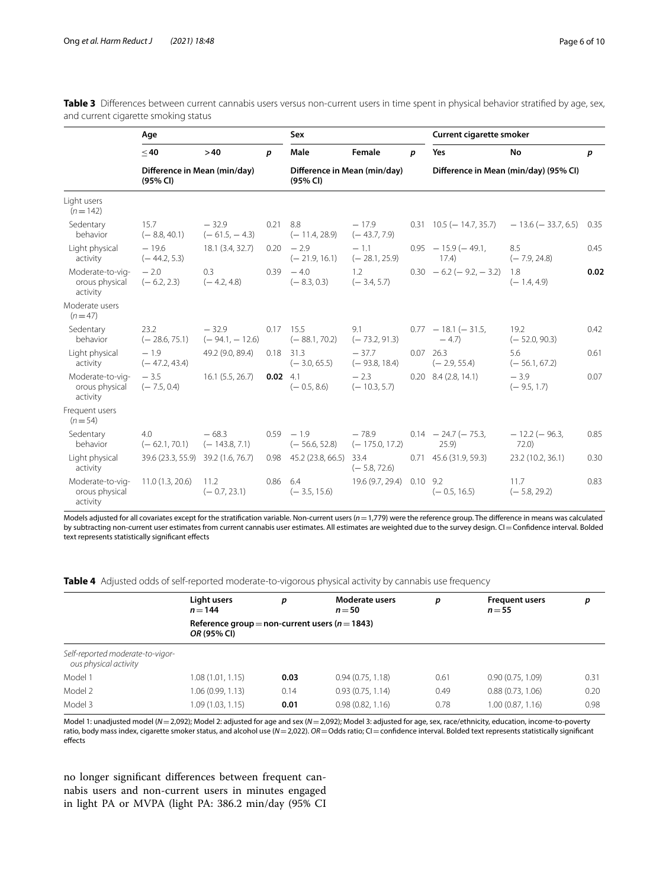**Table 3** Differences between current cannabis users versus non-current users in time spent in physical behavior stratified by age, sex, and current cigarette smoking status

| | Age | | | Sex | | | Current cigarette smoker | | |
|---|---|---|---|---|---|---|---|---|---|
| | ≤ 40 | > 40 | *p* | Male | Female | *p* | Yes | No | *p* |
| | Difference in Mean (min/day) (95% CI) | | | Difference in Mean (min/day) (95% CI) | | | Difference in Mean (min/day) (95% CI) | | |
| Light users (*n* = 142) | | | | | | | | | |
| Sedentary behavior | 15.7 (− 8.8, 40.1) | − 32.9 (− 61.5, − 4.3) | 0.21 | 8.8 (− 11.4, 28.9) | − 17.9 (− 43.7, 7.9) | 0.31 | 10.5 (− 14.7, 35.7) | − 13.6 (− 33.7, 6.5) | 0.35 |
| Light physical activity | − 19.6 (− 44.2, 5.3) | 18.1 (3.4, 32.7) | 0.20 | − 2.9 (− 21.9, 16.1) | − 1.1 (− 28.1, 25.9) | 0.95 | − 15.9 (− 49.1, 17.4) | 8.5 (− 7.9, 24.8) | 0.45 |
| Moderate-to-vigorous physical activity | − 2.0 (− 6.2, 2.3) | 0.3 (− 4.2, 4.8) | 0.39 | − 4.0 (− 8.3, 0.3) | 1.2 (− 3.4, 5.7) | 0.30 | − 6.2 (− 9.2, − 3.2) | 1.8 (− 1.4, 4.9) | **0.02** |
| Moderate users (*n* = 47) | | | | | | | | | |
| Sedentary behavior | 23.2 (− 28.6, 75.1) | − 32.9 (− 94.1, − 12.6) | 0.17 | 15.5 (− 88.1, 70.2) | 9.1 (− 73.2, 91.3) | 0.77 | − 18.1 (− 31.5, − 4.7) | 19.2 (− 52.0, 90.3) | 0.42 |
| Light physical activity | − 1.9 (− 47.2, 43.4) | 49.2 (9.0, 89.4) | 0.18 | 31.3 (− 3.0, 65.5) | − 37.7 (− 93.8, 18.4) | 0.07 | 26.3 (− 2.9, 55.4) | 5.6 (− 56.1, 67.2) | 0.61 |
| Moderate-to-vigorous physical activity | − 3.5 (− 7.5, 0.4) | 16.1 (5.5, 26.7) | **0.02** | 4.1 (− 0.5, 8.6) | − 2.3 (− 10.3, 5.7) | 0.20 | 8.4 (2.8, 14.1) | − 3.9 (− 9.5, 1.7) | 0.07 |
| Frequent users (*n* = 54) | | | | | | | | | |
| Sedentary behavior | 4.0 (− 62.1, 70.1) | − 68.3 (− 143.8, 7.1) | 0.59 | − 1.9 (− 56.6, 52.8) | − 78.9 (− 175.0, 17.2) | 0.14 | − 24.7 (− 75.3, 25.9) | − 12.2 (− 96.3, 72.0) | 0.85 |
| Light physical activity | 39.6 (23.3, 55.9) | 39.2 (1.6, 76.7) | 0.98 | 45.2 (23.8, 66.5) | 33.4 (− 5.8, 72.6) | 0.71 | 45.6 (31.9, 59.3) | 23.2 (10.2, 36.1) | 0.30 |
| Moderate-to-vigorous physical activity | 11.0 (1.3, 20.6) | 11.2 (− 0.7, 23.1) | 0.86 | 6.4 (− 3.5, 15.6) | 19.6 (9.7, 29.4) | 0.10 | 9.2 (− 0.5, 16.5) | 11.7 (− 5.8, 29.2) | 0.83 |

Models adjusted for all covariates except for the stratification variable. Non-current users (*n* = 1,779) were the reference group. The difference in means was calculated by subtracting non-current user estimates from current cannabis user estimates. All estimates are weighted due to the survey design. CI = Confidence interval. Bolded text represents statistically significant effects

**Table 4** Adjusted odds of self-reported moderate-to-vigorous physical activity by cannabis use frequency

| | Light users *n* = 144 | *p* | Moderate users *n* = 50 | *p* | Frequent users *n* = 55 | *p* |
|---|---|---|---|---|---|---|
| | Reference group = non-current users (*n* = 1843) *OR* (95% CI) | | | | | |
| *Self-reported moderate-to-vigorous physical activity* | | | | | | |
| Model 1 | 1.08 (1.01, 1.15) | **0.03** | 0.94 (0.75, 1.18) | 0.61 | 0.90 (0.75, 1.09) | 0.31 |
| Model 2 | 1.06 (0.99, 1.13) | 0.14 | 0.93 (0.75, 1.14) | 0.49 | 0.88 (0.73, 1.06) | 0.20 |
| Model 3 | 1.09 (1.03, 1.15) | **0.01** | 0.98 (0.82, 1.16) | 0.78 | 1.00 (0.87, 1.16) | 0.98 |

Model 1: unadjusted model (*N* = 2,092); Model 2: adjusted for age and sex (*N* = 2,092); Model 3: adjusted for age, sex, race/ethnicity, education, income-to-poverty ratio, body mass index, cigarette smoker status, and alcohol use (*N* = 2,022). *OR* = Odds ratio; CI = confidence interval. Bolded text represents statistically significant effects

no longer significant differences between frequent cannabis users and non-current users in minutes engaged in light PA or MVPA (light PA: 386.2 min/day (95% CI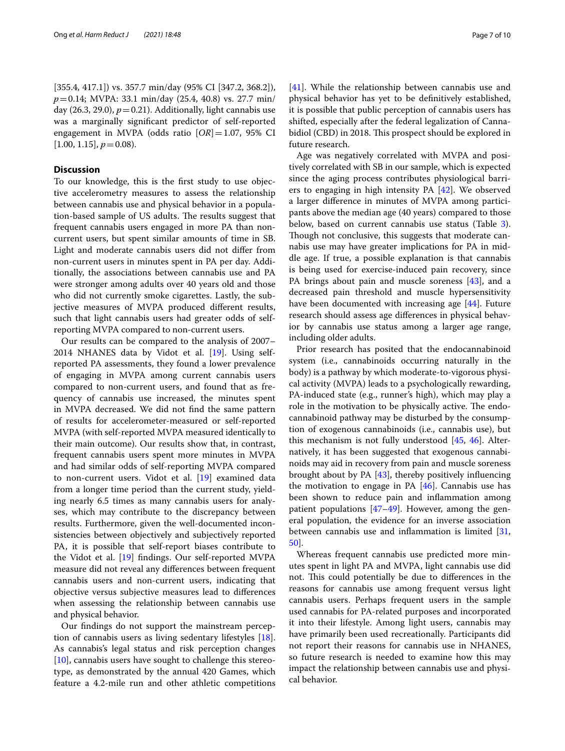[355.4, 417.1]) vs. 357.7 min/day (95% CI [347.2, 368.2]), $p = 0.14$; MVPA: 33.1 min/day (25.4, 40.8) vs. 27.7 min/day (26.3, 29.0), $p = 0.21$). Additionally, light cannabis use was a marginally significant predictor of self-reported engagement in MVPA (odds ratio [$OR$] = 1.07, 95% CI [1.00, 1.15], $p = 0.08$).

## Discussion

To our knowledge, this is the first study to use objective accelerometry measures to assess the relationship between cannabis use and physical behavior in a population-based sample of US adults. The results suggest that frequent cannabis users engaged in more PA than non-current users, but spent similar amounts of time in SB. Light and moderate cannabis users did not differ from non-current users in minutes spent in PA per day. Additionally, the associations between cannabis use and PA were stronger among adults over 40 years old and those who did not currently smoke cigarettes. Lastly, the subjective measures of MVPA produced different results, such that light cannabis users had greater odds of self-reporting MVPA compared to non-current users.

Our results can be compared to the analysis of 2007–2014 NHANES data by Vidot et al. [19]. Using self-reported PA assessments, they found a lower prevalence of engaging in MVPA among current cannabis users compared to non-current users, and found that as frequency of cannabis use increased, the minutes spent in MVPA decreased. We did not find the same pattern of results for accelerometer-measured or self-reported MVPA (with self-reported MVPA measured identically to their main outcome). Our results show that, in contrast, frequent cannabis users spent more minutes in MVPA and had similar odds of self-reporting MVPA compared to non-current users. Vidot et al. [19] examined data from a longer time period than the current study, yielding nearly 6.5 times as many cannabis users for analyses, which may contribute to the discrepancy between results. Furthermore, given the well-documented inconsistencies between objectively and subjectively reported PA, it is possible that self-report biases contribute to the Vidot et al. [19] findings. Our self-reported MVPA measure did not reveal any differences between frequent cannabis users and non-current users, indicating that objective versus subjective measures lead to differences when assessing the relationship between cannabis use and physical behavior.

Our findings do not support the mainstream perception of cannabis users as living sedentary lifestyles [18]. As cannabis's legal status and risk perception changes [10], cannabis users have sought to challenge this stereotype, as demonstrated by the annual 420 Games, which feature a 4.2-mile run and other athletic competitions [41]. While the relationship between cannabis use and physical behavior has yet to be definitively established, it is possible that public perception of cannabis users has shifted, especially after the federal legalization of Cannabidiol (CBD) in 2018. This prospect should be explored in future research.

Age was negatively correlated with MVPA and positively correlated with SB in our sample, which is expected since the aging process contributes physiological barriers to engaging in high intensity PA [42]. We observed a larger difference in minutes of MVPA among participants above the median age (40 years) compared to those below, based on current cannabis use status (Table 3). Though not conclusive, this suggests that moderate cannabis use may have greater implications for PA in middle age. If true, a possible explanation is that cannabis is being used for exercise-induced pain recovery, since PA brings about pain and muscle soreness [43], and a decreased pain threshold and muscle hypersensitivity have been documented with increasing age [44]. Future research should assess age differences in physical behavior by cannabis use status among a larger age range, including older adults.

Prior research has posited that the endocannabinoid system (i.e., cannabinoids occurring naturally in the body) is a pathway by which moderate-to-vigorous physical activity (MVPA) leads to a psychologically rewarding, PA-induced state (e.g., runner's high), which may play a role in the motivation to be physically active. The endocannabinoid pathway may be disturbed by the consumption of exogenous cannabinoids (i.e., cannabis use), but this mechanism is not fully understood [45, 46]. Alternatively, it has been suggested that exogenous cannabinoids may aid in recovery from pain and muscle soreness brought about by PA [43], thereby positively influencing the motivation to engage in PA [46]. Cannabis use has been shown to reduce pain and inflammation among patient populations [47–49]. However, among the general population, the evidence for an inverse association between cannabis use and inflammation is limited [31, 50].

Whereas frequent cannabis use predicted more minutes spent in light PA and MVPA, light cannabis use did not. This could potentially be due to differences in the reasons for cannabis use among frequent versus light cannabis users. Perhaps frequent users in the sample used cannabis for PA-related purposes and incorporated it into their lifestyle. Among light users, cannabis may have primarily been used recreationally. Participants did not report their reasons for cannabis use in NHANES, so future research is needed to examine how this may impact the relationship between cannabis use and physical behavior.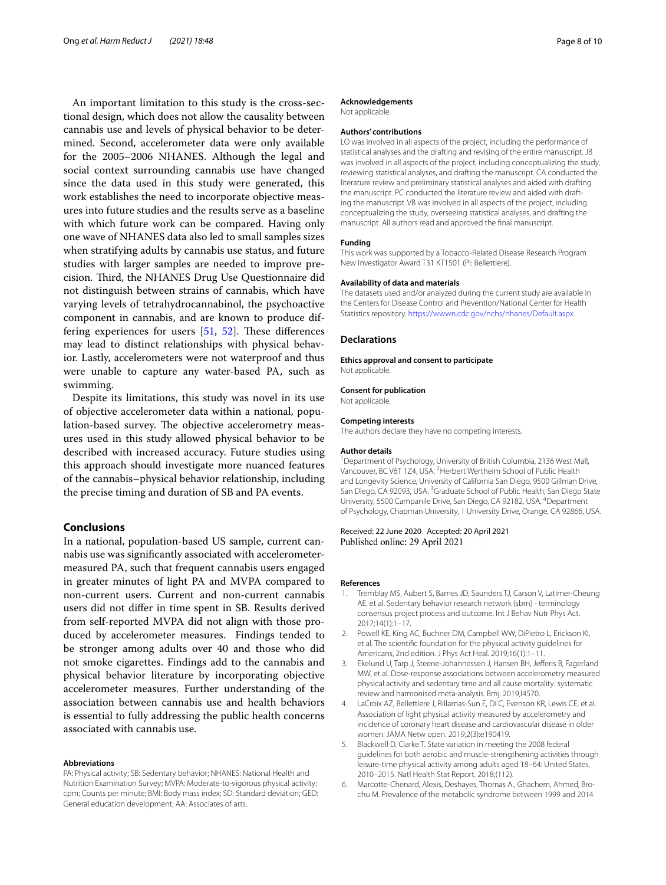An important limitation to this study is the cross-sectional design, which does not allow the causality between cannabis use and levels of physical behavior to be determined. Second, accelerometer data were only available for the 2005–2006 NHANES. Although the legal and social context surrounding cannabis use have changed since the data used in this study were generated, this work establishes the need to incorporate objective measures into future studies and the results serve as a baseline with which future work can be compared. Having only one wave of NHANES data also led to small samples sizes when stratifying adults by cannabis use status, and future studies with larger samples are needed to improve precision. Third, the NHANES Drug Use Questionnaire did not distinguish between strains of cannabis, which have varying levels of tetrahydrocannabinol, the psychoactive component in cannabis, and are known to produce differing experiences for users [51, 52]. These differences may lead to distinct relationships with physical behavior. Lastly, accelerometers were not waterproof and thus were unable to capture any water-based PA, such as swimming.

Despite its limitations, this study was novel in its use of objective accelerometer data within a national, population-based survey. The objective accelerometry measures used in this study allowed physical behavior to be described with increased accuracy. Future studies using this approach should investigate more nuanced features of the cannabis–physical behavior relationship, including the precise timing and duration of SB and PA events.

## Conclusions

In a national, population-based US sample, current cannabis use was significantly associated with accelerometer-measured PA, such that frequent cannabis users engaged in greater minutes of light PA and MVPA compared to non-current users. Current and non-current cannabis users did not differ in time spent in SB. Results derived from self-reported MVPA did not align with those produced by accelerometer measures. Findings tended to be stronger among adults over 40 and those who did not smoke cigarettes. Findings add to the cannabis and physical behavior literature by incorporating objective accelerometer measures. Further understanding of the association between cannabis use and health behaviors is essential to fully addressing the public health concerns associated with cannabis use.

#### Abbreviations

PA: Physical activity; SB: Sedentary behavior; NHANES: National Health and Nutrition Examination Survey; MVPA: Moderate-to-vigorous physical activity; cpm: Counts per minute; BMI: Body mass index; SD: Standard deviation; GED: General education development; AA: Associates of arts.

#### Acknowledgements

Not applicable.

#### Authors' contributions

LO was involved in all aspects of the project, including the performance of statistical analyses and the drafting and revising of the entire manuscript. JB was involved in all aspects of the project, including conceptualizing the study, reviewing statistical analyses, and drafting the manuscript. CA conducted the literature review and preliminary statistical analyses and aided with drafting the manuscript. PC conducted the literature review and aided with drafting the manuscript. VB was involved in all aspects of the project, including conceptualizing the study, overseeing statistical analyses, and drafting the manuscript. All authors read and approved the final manuscript.

#### Funding

This work was supported by a Tobacco-Related Disease Research Program New Investigator Award T31 KT1501 (PI: Bellettiere).

#### Availability of data and materials

The datasets used and/or analyzed during the current study are available in the Centers for Disease Control and Prevention/National Center for Health Statistics repository. https://wwwn.cdc.gov/nchs/nhanes/Default.aspx

### Declarations

#### Ethics approval and consent to participate

Not applicable.

#### Consent for publication

Not applicable.

#### Competing interests

The authors declare they have no competing interests.

#### Author details

[1]Department of Psychology, University of British Columbia, 2136 West Mall, Vancouver, BC V6T 1Z4, USA. [2]Herbert Wertheim School of Public Health and Longevity Science, University of California San Diego, 9500 Gillman Drive, San Diego, CA 92093, USA. [3]Graduate School of Public Health, San Diego State University, 5500 Campanile Drive, San Diego, CA 92182, USA. [4]Department of Psychology, Chapman University, 1 University Drive, Orange, CA 92866, USA.

Received: 22 June 2020 Accepted: 20 April 2021
Published online: 29 April 2021

#### References

1. Tremblay MS, Aubert S, Barnes JD, Saunders TJ, Carson V, Latimer-Cheung AE, et al. Sedentary behavior research network (sbrn) - terminology consensus project process and outcome. Int J Behav Nutr Phys Act. 2017;14(1):1–17.
2. Powell KE, King AC, Buchner DM, Campbell WW, DiPietro L, Erickson KI, et al. The scientific foundation for the physical activity guidelines for Americans, 2nd edition. J Phys Act Heal. 2019;16(1):1–11.
3. Ekelund U, Tarp J, Steene-Johannessen J, Hansen BH, Jefferis B, Fagerland MW, et al. Dose-response associations between accelerometry measured physical activity and sedentary time and all cause mortality: systematic review and harmonised meta-analysis. Bmj. 2019;l4570.
4. LaCroix AZ, Bellettiere J, Rillamas-Sun E, Di C, Evenson KR, Lewis CE, et al. Association of light physical activity measured by accelerometry and incidence of coronary heart disease and cardiovascular disease in older women. JAMA Netw open. 2019;2(3):e190419.
5. Blackwell D, Clarke T. State variation in meeting the 2008 federal guidelines for both aerobic and muscle-strengthening activities through leisure-time physical activity among adults aged 18–64: United States, 2010–2015. Natl Health Stat Report. 2018;(112).
6. Marcotte-Chenard, Alexis, Deshayes, Thomas A., Ghachem, Ahmed, Brochu M. Prevalence of the metabolic syndrome between 1999 and 2014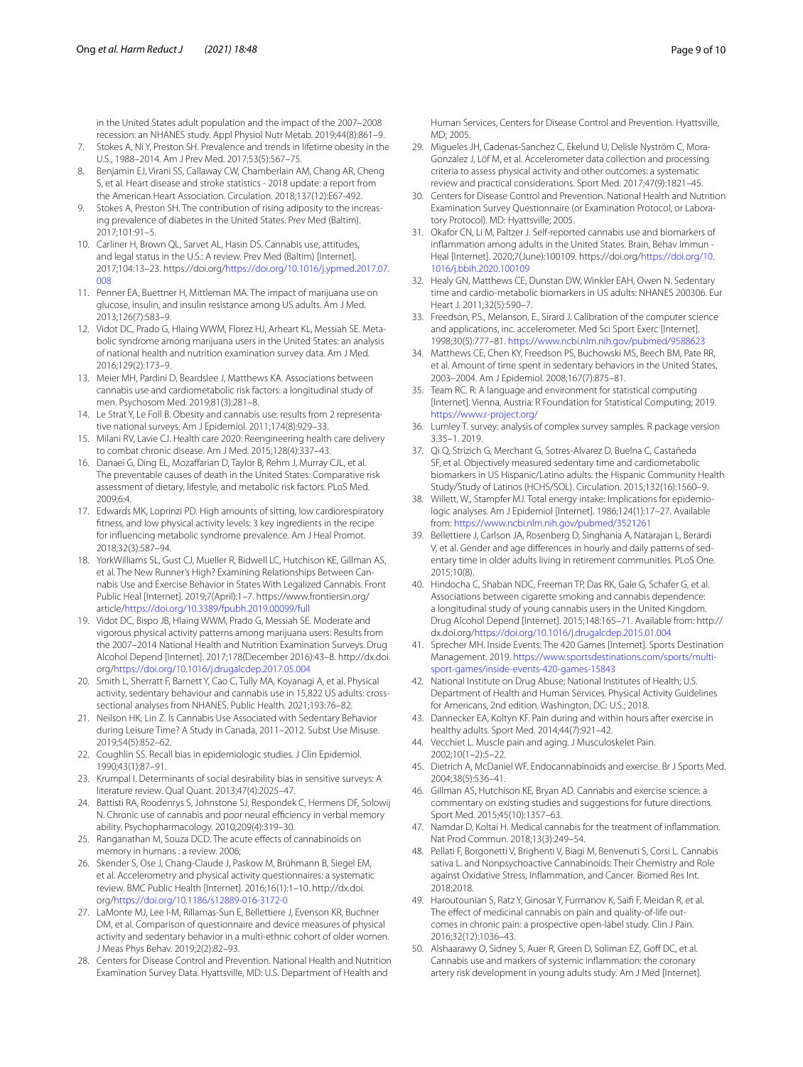in the United States adult population and the impact of the 2007–2008 recession: an NHANES study. Appl Physiol Nutr Metab. 2019;44(8):861–9.

7. Stokes A, Ni Y, Preston SH. Prevalence and trends in lifetime obesity in the U.S., 1988–2014. Am J Prev Med. 2017;53(5):567–75.
8. Benjamin EJ, Virani SS, Callaway CW, Chamberlain AM, Chang AR, Cheng S, et al. Heart disease and stroke statistics - 2018 update: a report from the American Heart Association. Circulation. 2018;137(12):E67-492.
9. Stokes A, Preston SH. The contribution of rising adiposity to the increasing prevalence of diabetes in the United States. Prev Med (Baltim). 2017;101:91–5.
10. Carliner H, Brown QL, Sarvet AL, Hasin DS. Cannabis use, attitudes, and legal status in the U.S.: A review. Prev Med (Baltim) [Internet]. 2017;104:13–23. https://doi.org/https://doi.org/10.1016/j.ypmed.2017.07.008
11. Penner EA, Buettner H, Mittleman MA. The impact of marijuana use on glucose, insulin, and insulin resistance among US adults. Am J Med. 2013;126(7):583–9.
12. Vidot DC, Prado G, Hlaing WWM, Florez HJ, Arheart KL, Messiah SE. Metabolic syndrome among marijuana users in the United States: an analysis of national health and nutrition examination survey data. Am J Med. 2016;129(2):173–9.
13. Meier MH, Pardini D, Beardslee J, Matthews KA. Associations between cannabis use and cardiometabolic risk factors: a longitudinal study of men. Psychosom Med. 2019;81(3):281–8.
14. Le Strat Y, Le Foll B. Obesity and cannabis use: results from 2 representative national surveys. Am J Epidemiol. 2011;174(8):929–33.
15. Milani RV, Lavie CJ. Health care 2020: Reengineering health care delivery to combat chronic disease. Am J Med. 2015;128(4):337–43.
16. Danaei G, Ding EL, Mozaffarian D, Taylor B, Rehm J, Murray CJL, et al. The preventable causes of death in the United States: Comparative risk assessment of dietary, lifestyle, and metabolic risk factors. PLoS Med. 2009;6:4.
17. Edwards MK, Loprinzi PD. High amounts of sitting, low cardiorespiratory fitness, and low physical activity levels: 3 key ingredients in the recipe for influencing metabolic syndrome prevalence. Am J Heal Promot. 2018;32(3):587–94.
18. YorkWilliams SL, Gust CJ, Mueller R, Bidwell LC, Hutchison KE, Gillman AS, et al. The New Runner's High? Examining Relationships Between Cannabis Use and Exercise Behavior in States With Legalized Cannabis. Front Public Heal [Internet]. 2019;7(April):1–7. https://www.frontiersin.org/article/https://doi.org/10.3389/fpubh.2019.00099/full
19. Vidot DC, Bispo JB, Hlaing WWM, Prado G, Messiah SE. Moderate and vigorous physical activity patterns among marijuana users: Results from the 2007–2014 National Health and Nutrition Examination Surveys. Drug Alcohol Depend [Internet]. 2017;178(December 2016):43–8. http://dx.doi.org/https://doi.org/10.1016/j.drugalcdep.2017.05.004
20. Smith L, Sherratt F, Barnett Y, Cao C, Tully MA, Koyanagi A, et al. Physical activity, sedentary behaviour and cannabis use in 15,822 US adults: cross-sectional analyses from NHANES. Public Health. 2021;193:76–82.
21. Neilson HK, Lin Z. Is Cannabis Use Associated with Sedentary Behavior during Leisure Time? A Study in Canada, 2011–2012. Subst Use Misuse. 2019;54(5):852–62.
22. Coughlin SS. Recall bias in epidemiologic studies. J Clin Epidemiol. 1990;43(1):87–91.
23. Krumpal I. Determinants of social desirability bias in sensitive surveys: A literature review. Qual Quant. 2013;47(4):2025–47.
24. Battisti RA, Roodenrys S, Johnstone SJ, Respondek C, Hermens DF, Solowij N. Chronic use of cannabis and poor neural efficiency in verbal memory ability. Psychopharmacology. 2010;209(4):319–30.
25. Ranganathan M, Souza DCD. The acute effects of cannabinoids on memory in humans : a review. 2006;
26. Skender S, Ose J, Chang-Claude J, Paskow M, Brühmann B, Siegel EM, et al. Accelerometry and physical activity questionnaires: a systematic review. BMC Public Health [Internet]. 2016;16(1):1–10. http://dx.doi.org/https://doi.org/10.1186/s12889-016-3172-0
27. LaMonte MJ, Lee I-M, Rillamas-Sun E, Bellettiere J, Evenson KR, Buchner DM, et al. Comparison of questionnaire and device measures of physical activity and sedentary behavior in a multi-ethnic cohort of older women. J Meas Phys Behav. 2019;2(2):82–93.
28. Centers for Disease Control and Prevention. National Health and Nutrition Examination Survey Data. Hyattsville, MD: U.S. Department of Health and Human Services, Centers for Disease Control and Prevention. Hyattsville, MD; 2005.
29. Migueles JH, Cadenas-Sanchez C, Ekelund U, Delisle Nyström C, Mora-Gonzalez J, Löf M, et al. Accelerometer data collection and processing criteria to assess physical activity and other outcomes: a systematic review and practical considerations. Sport Med. 2017;47(9):1821–45.
30. Centers for Disease Control and Prevention. National Health and Nutrition Examination Survey Questionnaire (or Examination Protocol, or Laboratory Protocol). MD: Hyattsville; 2005.
31. Okafor CN, Li M, Paltzer J. Self-reported cannabis use and biomarkers of inflammation among adults in the United States. Brain, Behav Immun - Heal [Internet]. 2020;7(June):100109. https://doi.org/https://doi.org/10.1016/j.bbih.2020.100109
32. Healy GN, Matthews CE, Dunstan DW, Winkler EAH, Owen N. Sedentary time and cardio-metabolic biomarkers in US adults: NHANES 200306. Eur Heart J. 2011;32(5):590–7.
33. Freedson, P.S., Melanson, E., Sirard J. Calibration of the computer science and applications, inc. accelerometer. Med Sci Sport Exerc [Internet]. 1998;30(5):777–81. https://www.ncbi.nlm.nih.gov/pubmed/9588623
34. Matthews CE, Chen KY, Freedson PS, Buchowski MS, Beech BM, Pate RR, et al. Amount of time spent in sedentary behaviors in the United States, 2003–2004. Am J Epidemiol. 2008;167(7):875–81.
35. Team RC. R: A language and environment for statistical computing [Internet]. Vienna, Austria: R Foundation for Statistical Computing; 2019. https://www.r-project.org/
36. Lumley T. survey: analysis of complex survey samples. R package version 3.35–1. 2019.
37. Qi Q, Strizich G, Merchant G, Sotres-Alvarez D, Buelna C, Castañeda SF, et al. Objectively measured sedentary time and cardiometabolic biomarkers in US Hispanic/Latino adults: the Hispanic Community Health Study/Study of Latinos (HCHS/SOL). Circulation. 2015;132(16):1560–9.
38. Willett, W., Stampfer MJ. Total energy intake: Implications for epidemiologic analyses. Am J Epidemiol [Internet]. 1986;124(1):17–27. Available from: https://www.ncbi.nlm.nih.gov/pubmed/3521261
39. Bellettiere J, Carlson JA, Rosenberg D, Singhania A, Natarajan L, Berardi V, et al. Gender and age differences in hourly and daily patterns of sedentary time in older adults living in retirement communities. PLoS One. 2015;10(8).
40. Hindocha C, Shaban NDC, Freeman TP, Das RK, Gale G, Schafer G, et al. Associations between cigarette smoking and cannabis dependence: a longitudinal study of young cannabis users in the United Kingdom. Drug Alcohol Depend [Internet]. 2015;148:165–71. Available from: http://dx.doi.org/https://doi.org/10.1016/j.drugalcdep.2015.01.004
41. Sprecher MH. Inside Events: The 420 Games [Internet]. Sports Destination Management. 2019. https://www.sportsdestinations.com/sports/multi-sport-games/inside-events-420-games-15843
42. National Institute on Drug Abuse; National Institutes of Health; U.S. Department of Health and Human Services. Physical Activity Guidelines for Americans, 2nd edition. Washington, DC: U.S.; 2018.
43. Dannecker EA, Koltyn KF. Pain during and within hours after exercise in healthy adults. Sport Med. 2014;44(7):921–42.
44. Vecchiet L. Muscle pain and aging. J Musculoskelet Pain. 2002;10(1–2):5–22.
45. Dietrich A, McDaniel WF. Endocannabinoids and exercise. Br J Sports Med. 2004;38(5):536–41.
46. Gillman AS, Hutchison KE, Bryan AD. Cannabis and exercise science: a commentary on existing studies and suggestions for future directions. Sport Med. 2015;45(10):1357–63.
47. Namdar D, Koltai H. Medical cannabis for the treatment of inflammation. Nat Prod Commun. 2018;13(3):249–54.
48. Pellati F, Borgonetti V, Brighenti V, Biagi M, Benvenuti S, Corsi L. Cannabis sativa L. and Nonpsychoactive Cannabinoids: Their Chemistry and Role against Oxidative Stress, Inflammation, and Cancer. Biomed Res Int. 2018;2018.
49. Haroutounian S, Ratz Y, Ginosar Y, Furmanov K, Saifi F, Meidan R, et al. The effect of medicinal cannabis on pain and quality-of-life outcomes in chronic pain: a prospective open-label study. Clin J Pain. 2016;32(12):1036–43.
50. Alshaarawy O, Sidney S, Auer R, Green D, Soliman EZ, Goff DC, et al. Cannabis use and markers of systemic inflammation: the coronary artery risk development in young adults study. Am J Med [Internet].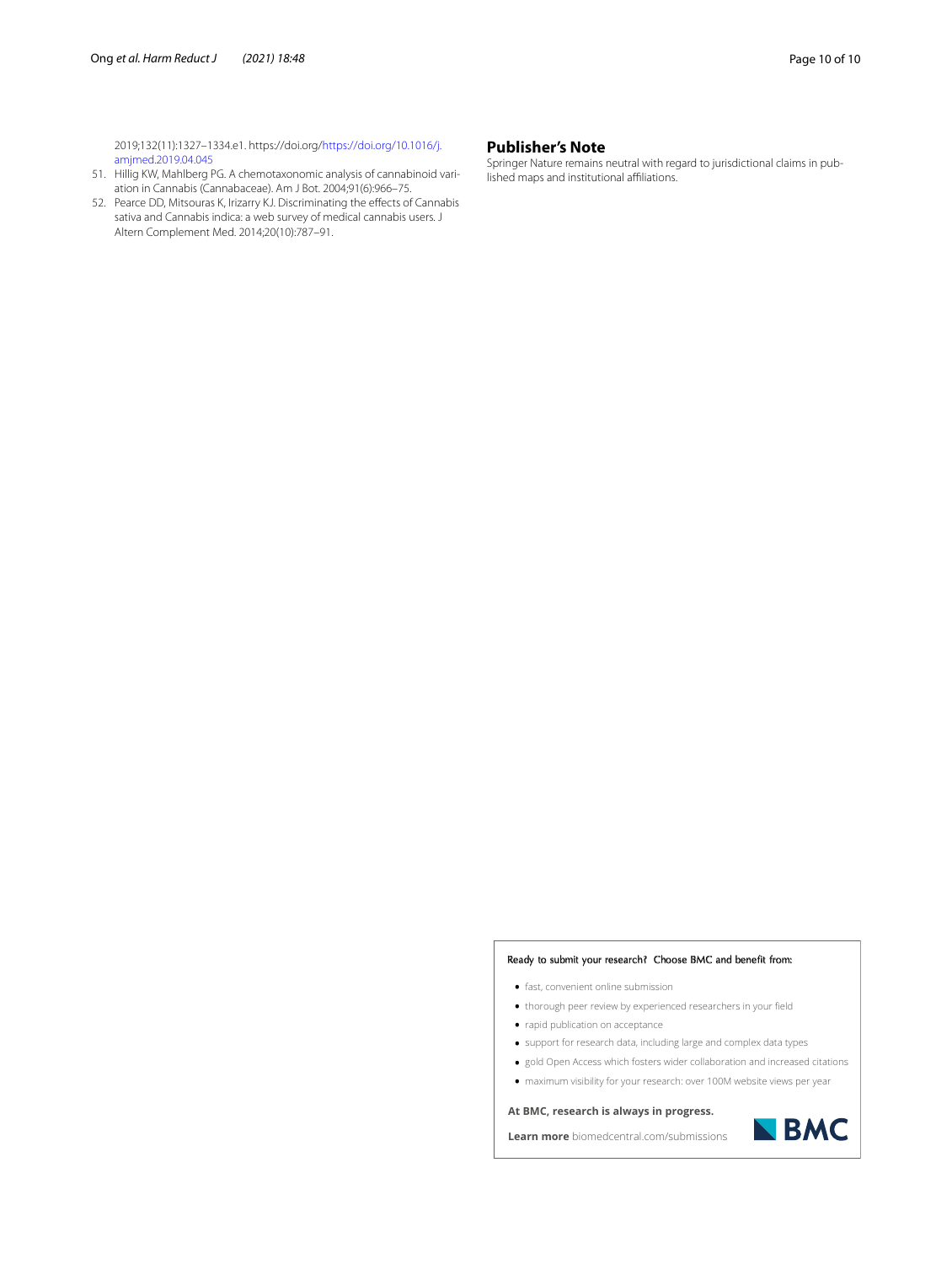2019;132(11):1327–1334.e1. https://doi.org/https://doi.org/10.1016/j.amjmed.2019.04.045

51. Hillig KW, Mahlberg PG. A chemotaxonomic analysis of cannabinoid variation in Cannabis (Cannabaceae). Am J Bot. 2004;91(6):966–75.
52. Pearce DD, Mitsouras K, Irizarry KJ. Discriminating the effects of Cannabis sativa and Cannabis indica: a web survey of medical cannabis users. J Altern Complement Med. 2014;20(10):787–91.

## Publisher's Note

Springer Nature remains neutral with regard to jurisdictional claims in published maps and institutional affiliations.

Ready to submit your research? Choose BMC and benefit from:

- fast, convenient online submission
- thorough peer review by experienced researchers in your field
- rapid publication on acceptance
- support for research data, including large and complex data types
- gold Open Access which fosters wider collaboration and increased citations
- maximum visibility for your research: over 100M website views per year

**At BMC, research is always in progress.**

**Learn more** biomedcentral.com/submissions

BMC